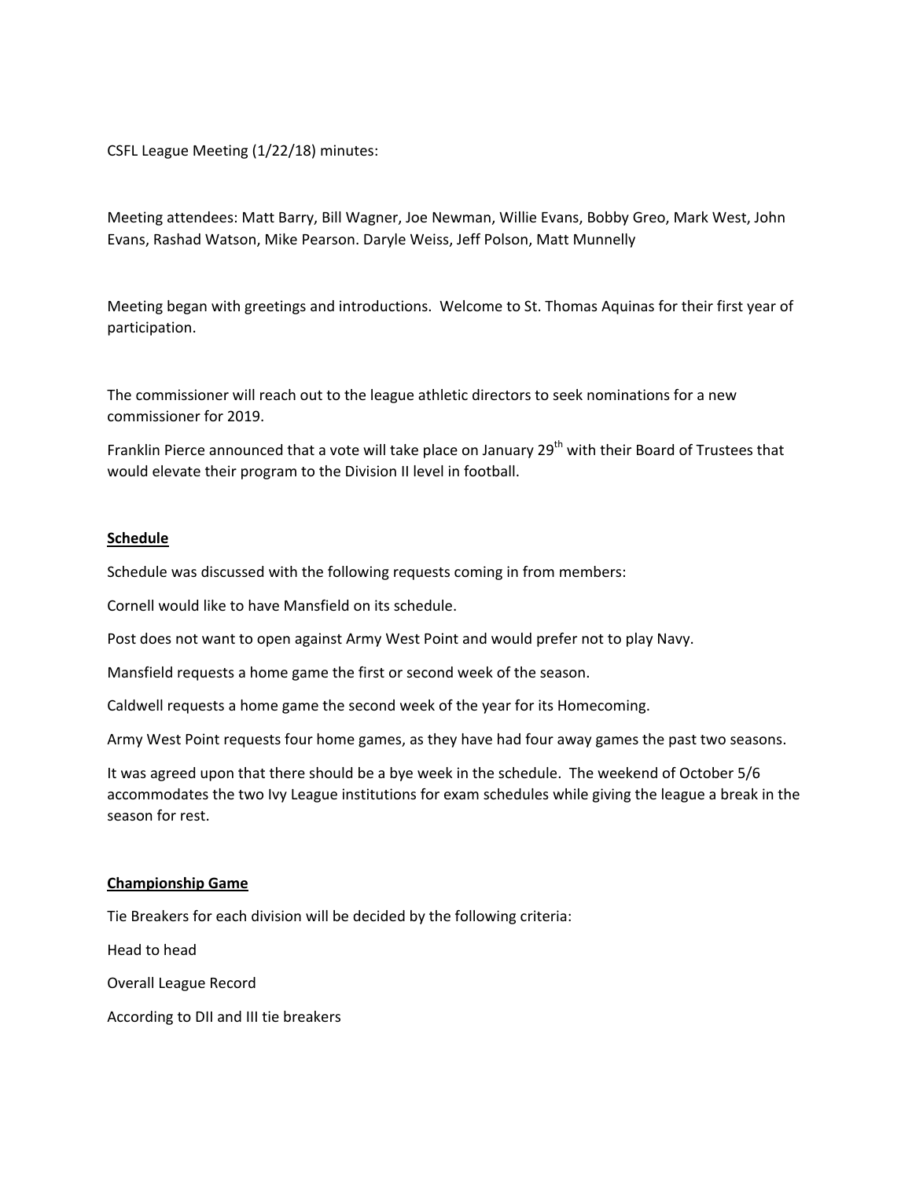CSFL League Meeting (1/22/18) minutes:

Meeting attendees: Matt Barry, Bill Wagner, Joe Newman, Willie Evans, Bobby Greo, Mark West, John Evans, Rashad Watson, Mike Pearson. Daryle Weiss, Jeff Polson, Matt Munnelly

Meeting began with greetings and introductions. Welcome to St. Thomas Aquinas for their first year of participation.

The commissioner will reach out to the league athletic directors to seek nominations for a new commissioner for 2019.

Franklin Pierce announced that a vote will take place on January 29th with their Board of Trustees that would elevate their program to the Division II level in football.

## Schedule

Schedule was discussed with the following requests coming in from members:

Cornell would like to have Mansfield on its schedule.

Post does not want to open against Army West Point and would prefer not to play Navy.

Mansfield requests a home game the first or second week of the season.

Caldwell requests a home game the second week of the year for its Homecoming.

Army West Point requests four home games, as they have had four away games the past two seasons.

It was agreed upon that there should be a bye week in the schedule. The weekend of October 5/6 accommodates the two Ivy League institutions for exam schedules while giving the league a break in the season for rest.

## Championship Game

Tie Breakers for each division will be decided by the following criteria:

Head to head

Overall League Record

According to DII and III tie breakers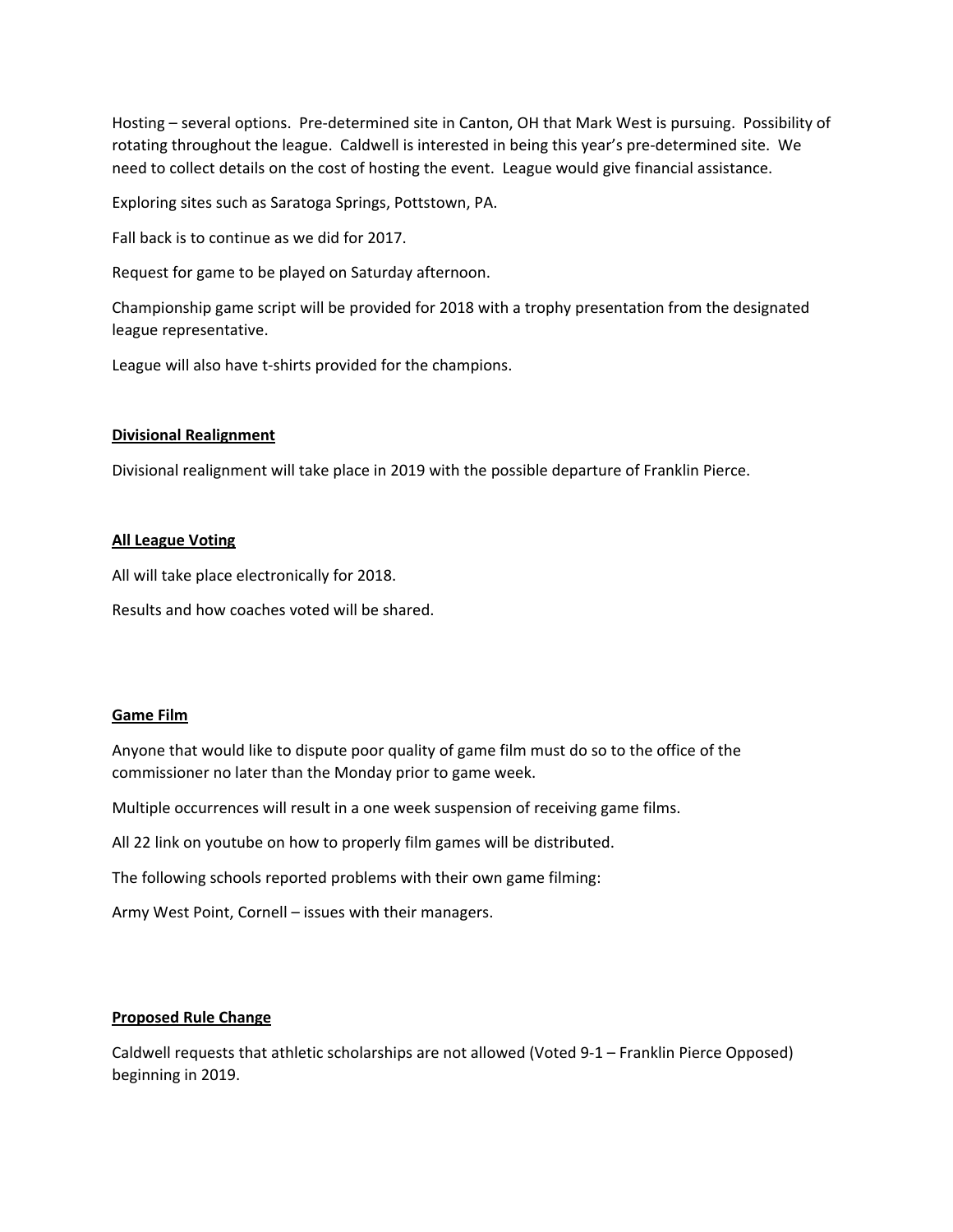Hosting – several options. Pre-determined site in Canton, OH that Mark West is pursuing. Possibility of rotating throughout the league. Caldwell is interested in being this year's pre-determined site. We need to collect details on the cost of hosting the event. League would give financial assistance.

Exploring sites such as Saratoga Springs, Pottstown, PA.

Fall back is to continue as we did for 2017.

Request for game to be played on Saturday afternoon.

Championship game script will be provided for 2018 with a trophy presentation from the designated league representative.

League will also have t-shirts provided for the champions.

**Divisional Realignment**

Divisional realignment will take place in 2019 with the possible departure of Franklin Pierce.

**All League Voting**

All will take place electronically for 2018.

Results and how coaches voted will be shared.

**Game Film**

Anyone that would like to dispute poor quality of game film must do so to the office of the commissioner no later than the Monday prior to game week.

Multiple occurrences will result in a one week suspension of receiving game films.

All 22 link on youtube on how to properly film games will be distributed.

The following schools reported problems with their own game filming:

Army West Point, Cornell – issues with their managers.

**Proposed Rule Change**

Caldwell requests that athletic scholarships are not allowed (Voted 9-1 – Franklin Pierce Opposed) beginning in 2019.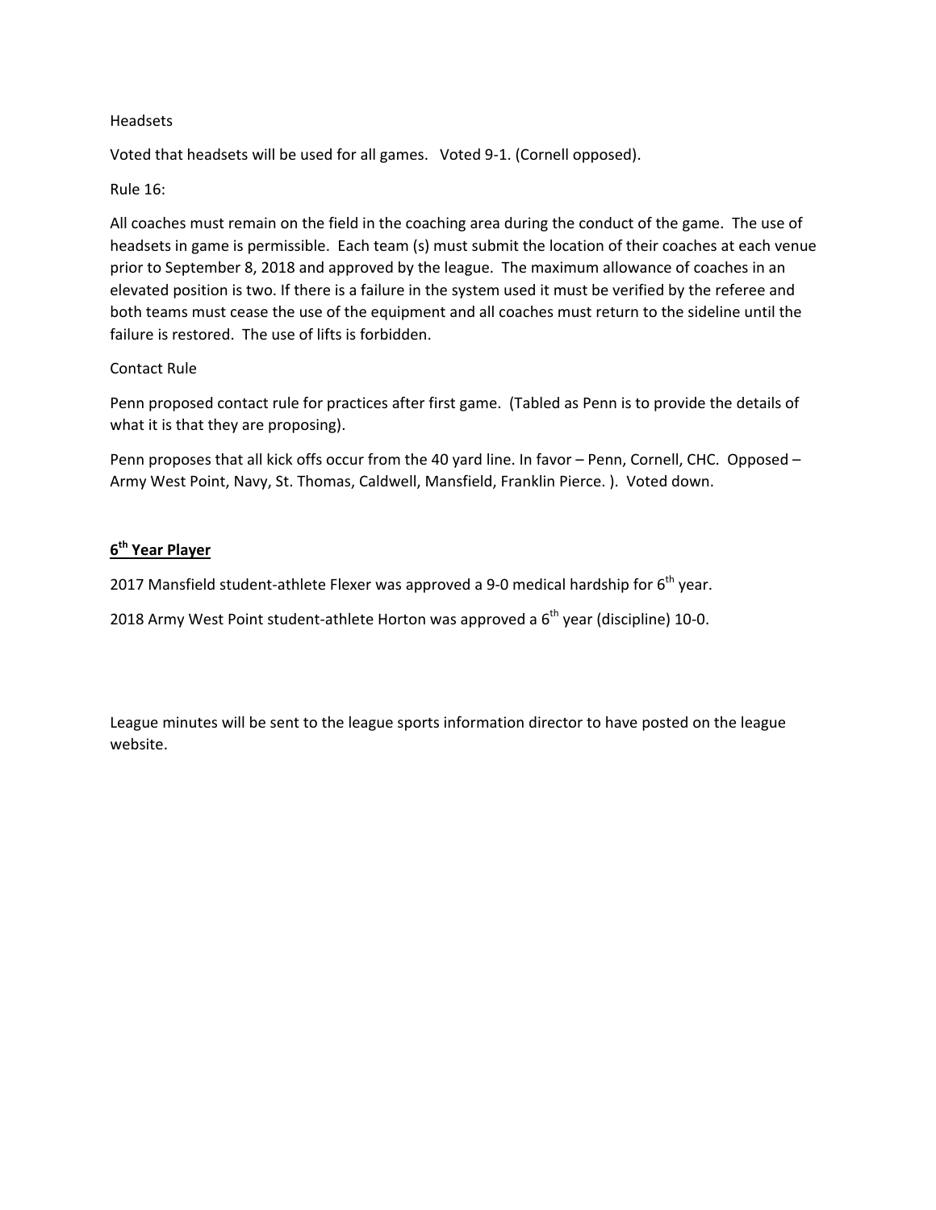Headsets

Voted that headsets will be used for all games. Voted 9-1. (Cornell opposed).

Rule 16:

All coaches must remain on the field in the coaching area during the conduct of the game. The use of headsets in game is permissible. Each team (s) must submit the location of their coaches at each venue prior to September 8, 2018 and approved by the league. The maximum allowance of coaches in an elevated position is two. If there is a failure in the system used it must be verified by the referee and both teams must cease the use of the equipment and all coaches must return to the sideline until the failure is restored. The use of lifts is forbidden.

Contact Rule

Penn proposed contact rule for practices after first game. (Tabled as Penn is to provide the details of what it is that they are proposing).

Penn proposes that all kick offs occur from the 40 yard line. In favor – Penn, Cornell, CHC. Opposed – Army West Point, Navy, St. Thomas, Caldwell, Mansfield, Franklin Pierce. ). Voted down.

**<u>6th Year Player</u>**

2017 Mansfield student-athlete Flexer was approved a 9-0 medical hardship for 6th year.

2018 Army West Point student-athlete Horton was approved a 6th year (discipline) 10-0.

League minutes will be sent to the league sports information director to have posted on the league website.